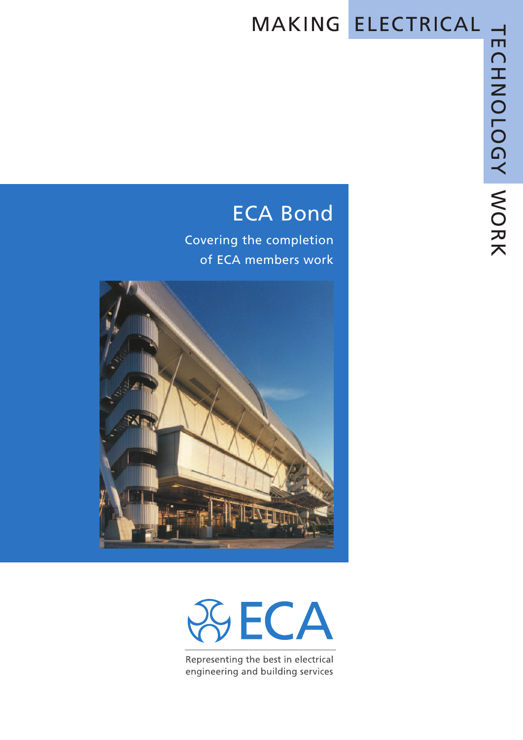MAKING ELECTRICAL TECHNOLOGY WORK

# ECA Bond

Covering the completion of ECA members work

ECA

Representing the best in electrical engineering and building services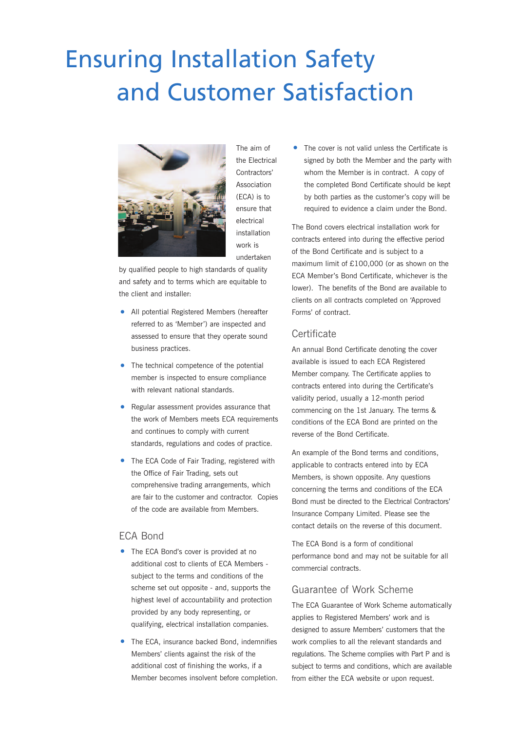# Ensuring Installation Safety and Customer Satisfaction

The aim of the Electrical Contractors' Association (ECA) is to ensure that electrical installation work is undertaken by qualified people to high standards of quality and safety and to terms which are equitable to the client and installer:

- All potential Registered Members (hereafter referred to as 'Member') are inspected and assessed to ensure that they operate sound business practices.
- The technical competence of the potential member is inspected to ensure compliance with relevant national standards.
- Regular assessment provides assurance that the work of Members meets ECA requirements and continues to comply with current standards, regulations and codes of practice.
- The ECA Code of Fair Trading, registered with the Office of Fair Trading, sets out comprehensive trading arrangements, which are fair to the customer and contractor. Copies of the code are available from Members.

## ECA Bond

- The ECA Bond's cover is provided at no additional cost to clients of ECA Members - subject to the terms and conditions of the scheme set out opposite - and, supports the highest level of accountability and protection provided by any body representing, or qualifying, electrical installation companies.
- The ECA, insurance backed Bond, indemnifies Members' clients against the risk of the additional cost of finishing the works, if a Member becomes insolvent before completion.
- The cover is not valid unless the Certificate is signed by both the Member and the party with whom the Member is in contract. A copy of the completed Bond Certificate should be kept by both parties as the customer's copy will be required to evidence a claim under the Bond.

The Bond covers electrical installation work for contracts entered into during the effective period of the Bond Certificate and is subject to a maximum limit of £100,000 (or as shown on the ECA Member's Bond Certificate, whichever is the lower). The benefits of the Bond are available to clients on all contracts completed on 'Approved Forms' of contract.

## Certificate

An annual Bond Certificate denoting the cover available is issued to each ECA Registered Member company. The Certificate applies to contracts entered into during the Certificate's validity period, usually a 12-month period commencing on the 1st January. The terms & conditions of the ECA Bond are printed on the reverse of the Bond Certificate.

An example of the Bond terms and conditions, applicable to contracts entered into by ECA Members, is shown opposite. Any questions concerning the terms and conditions of the ECA Bond must be directed to the Electrical Contractors' Insurance Company Limited. Please see the contact details on the reverse of this document.

The ECA Bond is a form of conditional performance bond and may not be suitable for all commercial contracts.

## Guarantee of Work Scheme

The ECA Guarantee of Work Scheme automatically applies to Registered Members' work and is designed to assure Members' customers that the work complies to all the relevant standards and regulations. The Scheme complies with Part P and is subject to terms and conditions, which are available from either the ECA website or upon request.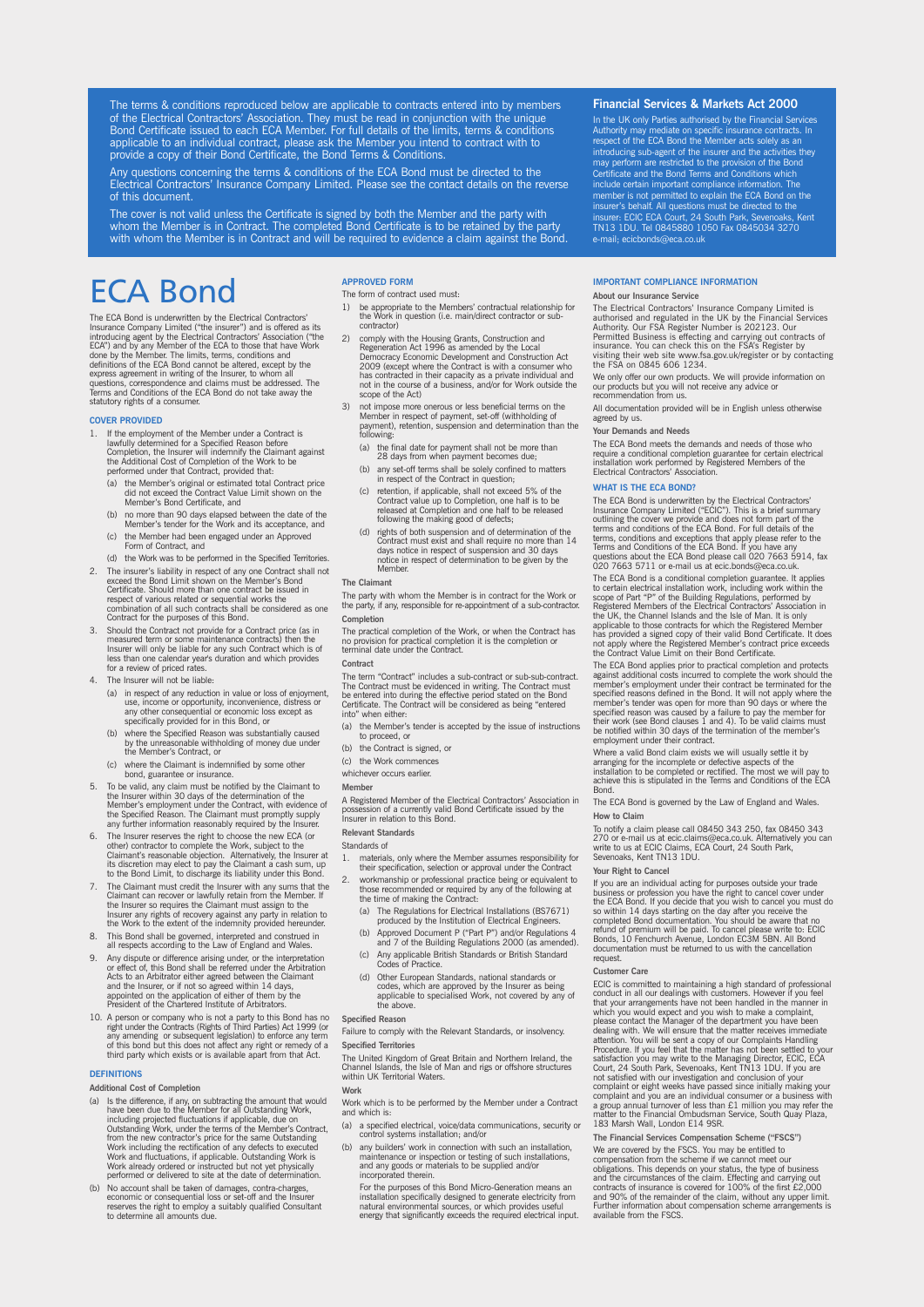The terms & conditions reproduced below are applicable to contracts entered into by members of the Electrical Contractors' Association. They must be read in conjunction with the unique Bond Certificate issued to each ECA Member. For full details of the limits, terms & conditions applicable to an individual contract, please ask the Member you intend to contract with to provide a copy of their Bond Certificate, the Bond Terms & Conditions.

Any questions concerning the terms & conditions of the ECA Bond must be directed to the Electrical Contractors' Insurance Company Limited. Please see the contact details on the reverse of this document.

The cover is not valid unless the Certificate is signed by both the Member and the party with whom the Member is in Contract. The completed Bond Certificate is to be retained by the party with whom the Member is in Contract and will be required to evidence a claim against the Bond.

## Financial Services & Markets Act 2000

In the UK only Parties authorised by the Financial Services Authority may mediate on specific insurance contracts. In respect of the ECA Bond the Member acts solely as an introducing sub-agent of the insurer and the activities they may perform are restricted to the provision of the Bond Certificate and the Bond Terms and Conditions which include certain important compliance information. The member is not permitted to explain the ECA Bond on the insurer's behalf. All questions must be directed to the insurer: ECIC ECA Court, 24 South Park, Sevenoaks, Kent TN13 1DU. Tel 0845880 1050 Fax 0845034 3270 e-mail; ecicbonds@eca.co.uk

# ECA Bond

The ECA Bond is underwritten by the Electrical Contractors' Insurance Company Limited ("the insurer") and is offered as its introducing agent by the Electrical Contractors' Association ("the ECA") and by any Member of the ECA to those that have Work done by the Member. The limits, terms, conditions and definitions of the ECA Bond cannot be altered, except by the express agreement in writing of the Insurer, to whom all questions, correspondence and claims must be addressed. The Terms and Conditions of the ECA Bond do not take away the statutory rights of a consumer.

### COVER PROVIDED

1. If the employment of the Member under a Contract is lawfully determined for a Specified Reason before Completion, the Insurer will indemnify the Claimant against the Additional Cost of Completion of the Work to be performed under that Contract, provided that:
   (a) the Member's original or estimated total Contract price did not exceed the Contract Value Limit shown on the Member's Bond Certificate, and
   (b) no more than 90 days elapsed between the date of the Member's tender for the Work and its acceptance, and
   (c) the Member had been engaged under an Approved Form of Contract, and
   (d) the Work was to be performed in the Specified Territories.
2. The insurer's liability in respect of any one Contract shall not exceed the Bond Limit shown on the Member's Bond Certificate. Should more than one contract be issued in respect of various related or sequential works the combination of all such contracts shall be considered as one Contract for the purposes of this Bond.
3. Should the Contract not provide for a Contract price (as in measured term or some maintenance contracts) then the Insurer will only be liable for any such Contract which is of less than one calendar year's duration and which provides for a review of priced rates.
4. The Insurer will not be liable:
   (a) in respect of any reduction in value or loss of enjoyment, use, income or opportunity, inconvenience, distress or any other consequential or economic loss except as specifically provided for in this Bond, or
   (b) where the Specified Reason was substantially caused by the unreasonable withholding of money due under the Member's Contract, or
   (c) where the Claimant is indemnified by some other bond, guarantee or insurance.
5. To be valid, any claim must be notified by the Claimant to the Insurer within 30 days of the determination of the Member's employment under the Contract, with evidence of the Specified Reason. The Claimant must promptly supply any further information reasonably required by the Insurer.
6. The Insurer reserves the right to choose the new ECA (or other) contractor to complete the Work, subject to the Claimant's reasonable objection. Alternatively, the Insurer at its discretion may elect to pay the Claimant a cash sum, up to the Bond Limit, to discharge its liability under this Bond.
7. The Claimant must credit the Insurer with any sums that the Claimant can recover or lawfully retain from the Member. If the Insurer so requires the Claimant must assign to the Insurer any rights of recovery against any party in relation to the Work to the extent of the indemnity provided hereunder.
8. This Bond shall be governed, interpreted and construed in all respects according to the Law of England and Wales.
9. Any dispute or difference arising under, or the interpretation or effect of, this Bond shall be referred under the Arbitration Acts to an Arbitrator either agreed between the Claimant and the Insurer, or if not so agreed within 14 days, appointed on the application of either of them by the President of the Chartered Institute of Arbitrators.
10. A person or company who is not a party to this Bond has no right under the Contracts (Rights of Third Parties) Act 1999 (or any amending or subsequent legislation) to enforce any term of this bond but this does not affect any right or remedy of a third party which exists or is available apart from that Act.

### DEFINITIONS

**Additional Cost of Completion**

(a) Is the difference, if any, on subtracting the amount that would have been due to the Member for all Outstanding Work, including projected fluctuations if applicable, due on Outstanding Work, under the terms of the Member's Contract, from the new contractor's price for the same Outstanding Work including the rectification of any defects to executed Work and fluctuations, if applicable. Outstanding Work is Work already ordered or instructed but not yet physically performed or delivered to site at the date of determination.

(b) No account shall be taken of damages, contra-charges, economic or consequential loss or set-off and the Insurer reserves the right to employ a suitably qualified Consultant to determine all amounts due.

### APPROVED FORM

The form of contract used must:

1) be appropriate to the Members' contractual relationship for the Work in question (i.e. main/direct contractor or sub-contractor)
2) comply with the Housing Grants, Construction and Regeneration Act 1996 as amended by the Local Democracy Economic Development and Construction Act 2009 (except where the Contract is with a consumer who has contracted in their capacity as a private individual and not in the course of a business, and/or for Work outside the scope of the Act)
3) not impose more onerous or less beneficial terms on the Member in respect of payment, set-off (withholding of payment), retention, suspension and determination than the following:
   (a) the final date for payment shall not be more than 28 days from when payment becomes due;
   (b) any set-off terms shall be solely confined to matters in respect of the Contract in question;
   (c) retention, if applicable, shall not exceed 5% of the Contract value up to Completion, one half is to be released at Completion and one half to be released following the making good of defects;
   (d) rights of both suspension and of determination of the Contract must exist and shall require no more than 14 days notice in respect of suspension and 30 days notice in respect of determination to be given by the Member.

**The Claimant**

The party with whom the Member is in contract for the Work or the party, if any, responsible for re-appointment of a sub-contractor.

**Completion**

The practical completion of the Work, or when the Contract has no provision for practical completion it is the completion or terminal date under the Contract.

**Contract**

The term "Contract" includes a sub-contract or sub-sub-contract. The Contract must be evidenced in writing. The Contract must be entered into during the effective period stated on the Bond Certificate. The Contract will be considered as being "entered into" when either:

(a) the Member's tender is accepted by the issue of instructions to proceed, or
(b) the Contract is signed, or
(c) the Work commences

whichever occurs earlier.

**Member**

A Registered Member of the Electrical Contractors' Association in possession of a currently valid Bond Certificate issued by the Insurer in relation to this Bond.

**Relevant Standards**

Standards of

1. materials, only where the Member assumes responsibility for their specification, selection or approval under the Contract
2. workmanship or professional practice being or equivalent to those recommended or required by any of the following at the time of making the Contract:
   (a) The Regulations for Electrical Installations (BS7671) produced by the Institution of Electrical Engineers.
   (b) Approved Document P ("Part P") and/or Regulations 4 and 7 of the Building Regulations 2000 (as amended).
   (c) Any applicable British Standards or British Standard Codes of Practice.
   (d) Other European Standards, national standards or codes, which are approved by the Insurer as being applicable to specialised Work, not covered by any of the above.

**Specified Reason**

Failure to comply with the Relevant Standards, or insolvency.

**Specified Territories**

The United Kingdom of Great Britain and Northern Ireland, the Channel Islands, the Isle of Man and rigs or offshore structures within UK Territorial Waters.

**Work**

Work which is to be performed by the Member under a Contract and which is:

(a) a specified electrical, voice/data communications, security or control systems installation; and/or
(b) any builders' work in connection with such an installation, maintenance or inspection or testing of such installations, and any goods or materials to be supplied and/or incorporated therein.

For the purposes of this Bond Micro-Generation means an installation specifically designed to generate electricity from natural environmental sources, or which provides useful energy that significantly exceeds the required electrical input.

### IMPORTANT COMPLIANCE INFORMATION

**About our Insurance Service**

The Electrical Contractors' Insurance Company Limited is authorised and regulated in the UK by the Financial Services Authority. Our FSA Register Number is 202123. Our Permitted Business is effecting and carrying out contracts of insurance. You can check this on the FSA's Register by visiting their web site www.fsa.gov.uk/register or by contacting the FSA on 0845 606 1234.

We only offer our own products. We will provide information on our products but you will not receive any advice or recommendation from us.

All documentation provided will be in English unless otherwise agreed by us.

**Your Demands and Needs**

The ECA Bond meets the demands and needs of those who require a conditional completion guarantee for certain electrical installation work performed by Registered Members of the Electrical Contractors' Association.

### WHAT IS THE ECA BOND?

The ECA Bond is underwritten by the Electrical Contractors' Insurance Company Limited ("ECIC"). This is a brief summary outlining the cover we provide and does not form part of the terms and conditions of the ECA Bond. For full details of the terms, conditions and exceptions that apply please refer to the Terms and Conditions of the ECA Bond. If you have any questions about the ECA Bond please call 020 7663 5914, fax 020 7663 5711 or e-mail us at ecic.bonds@eca.co.uk.

The ECA Bond is a conditional completion guarantee. It applies to certain electrical installation work, including work within the scope of Part "P" of the Building Regulations, performed by Registered Members of the Electrical Contractors' Association in the UK, the Channel Islands and the Isle of Man. It is only applicable to those contracts for which the Registered Member has provided a signed copy of their valid Bond Certificate. It does not apply where the Registered Member's contract price exceeds the Contract Value Limit on their Bond Certificate.

The ECA Bond applies prior to practical completion and protects against additional costs incurred to complete the work should the member's employment under their contract be terminated for the specified reasons defined in the Bond. It will not apply where the member's tender was open for more than 90 days or where the specified reason was caused by a failure to pay the member for their work (see Bond clauses 1 and 4). To be valid claims must be notified within 30 days of the termination of the member's employment under their contract.

Where a valid Bond claim exists we will usually settle it by arranging for the incomplete or defective aspects of the installation to be completed or rectified. The most we will pay to achieve this is stipulated in the Terms and Conditions of the ECA Bond.

The ECA Bond is governed by the Law of England and Wales.

**How to Claim**

To notify a claim please call 08450 343 250, fax 08450 343 270 or e-mail us at ecic.claims@eca.co.uk. Alternatively you can write to us at ECIC Claims, ECA Court, 24 South Park, Sevenoaks, Kent TN13 1DU.

**Your Right to Cancel**

If you are an individual acting for purposes outside your trade business or profession you have the right to cancel cover under the ECA Bond. If you decide that you wish to cancel you must do so within 14 days starting on the day after you receive the completed Bond documentation. You should be aware that no refund of premium will be paid. To cancel please write to: ECIC Bonds, 10 Fenchurch Avenue, London EC3M 5BN. All Bond documentation must be returned to us with the cancellation request.

**Customer Care**

ECIC is committed to maintaining a high standard of professional conduct in all our dealings with customers. However if you feel that your arrangements have not been handled in the manner in which you would expect and you wish to make a complaint, please contact the Manager of the department you have been dealing with. We will ensure that the matter receives immediate attention. You will be sent a copy of our Complaints Handling Procedure. If you feel that the matter has not been settled to your satisfaction you may write to the Managing Director, ECIC, ECA Court, 24 South Park, Sevenoaks, Kent TN13 1DU. If you are not satisfied with our investigation and conclusion of your complaint or eight weeks have passed since initially making your complaint and you are an individual consumer or a business with a group annual turnover of less than £1 million you may refer the matter to the Financial Ombudsman Service, South Quay Plaza, 183 Marsh Wall, London E14 9SR.

**The Financial Services Compensation Scheme ("FSCS")**

We are covered by the FSCS. You may be entitled to compensation from the scheme if we cannot meet our obligations. This depends on your status, the type of business and the circumstances of the claim. Effecting and carrying out contracts of insurance is covered for 100% of the first £2,000 and 90% of the remainder of the claim, without any upper limit. Further information about compensation scheme arrangements is available from the FSCS.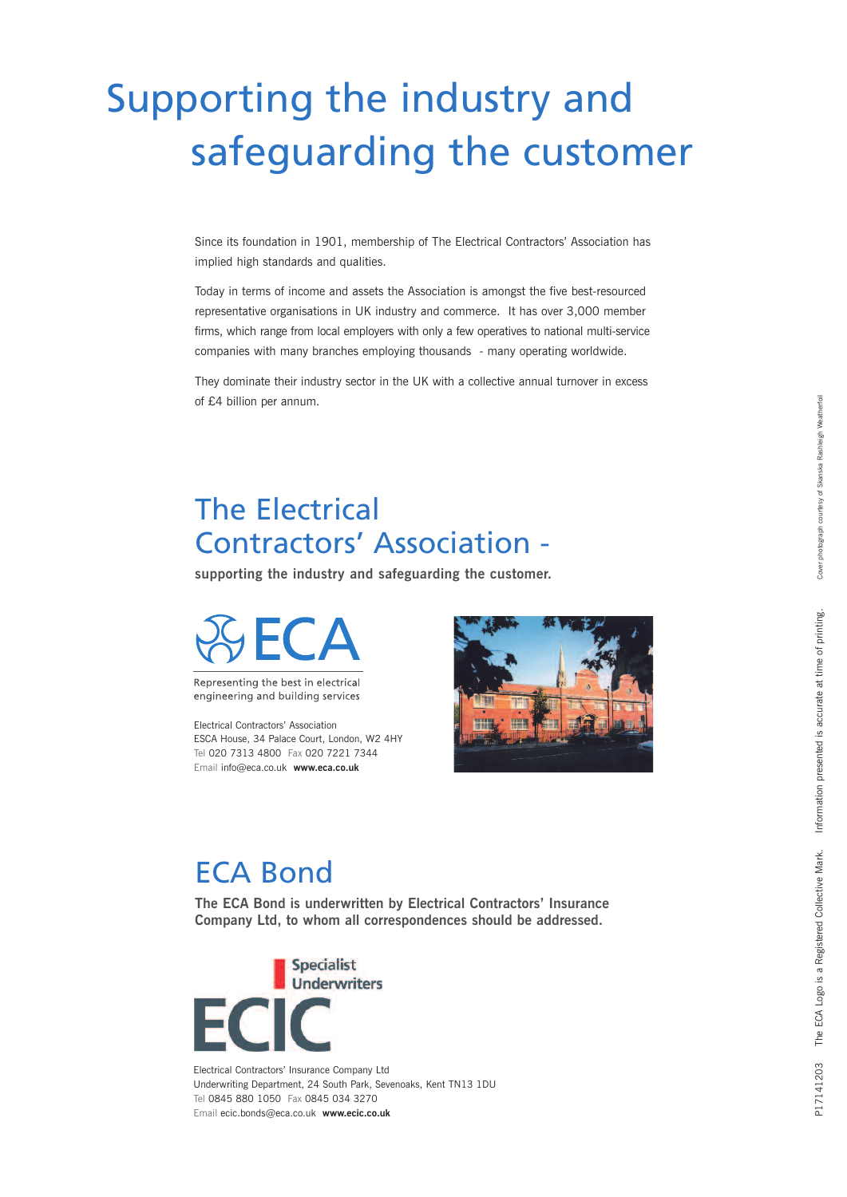# Supporting the industry and safeguarding the customer

Since its foundation in 1901, membership of The Electrical Contractors' Association has implied high standards and qualities.

Today in terms of income and assets the Association is amongst the five best-resourced representative organisations in UK industry and commerce. It has over 3,000 member firms, which range from local employers with only a few operatives to national multi-service companies with many branches employing thousands - many operating worldwide.

They dominate their industry sector in the UK with a collective annual turnover in excess of £4 billion per annum.

## The Electrical Contractors' Association -

**supporting the industry and safeguarding the customer.**

ECA

Representing the best in electrical engineering and building services

Electrical Contractors' Association
ESCA House, 34 Palace Court, London, W2 4HY
Tel 020 7313 4800 Fax 020 7221 7344
Email info@eca.co.uk **www.eca.co.uk**

## ECA Bond

**The ECA Bond is underwritten by Electrical Contractors' Insurance Company Ltd, to whom all correspondences should be addressed.**

Specialist Underwriters
ECIC

Electrical Contractors' Insurance Company Ltd
Underwriting Department, 24 South Park, Sevenoaks, Kent TN13 1DU
Tel 0845 880 1050 Fax 0845 034 3270
Email ecic.bonds@eca.co.uk **www.ecic.co.uk**

P17141203 The ECA Logo is a Registered Collective Mark. Information presented is accurate at time of printing.

Cover photograph courtesy of Skanska Rashleigh Weatherfoil